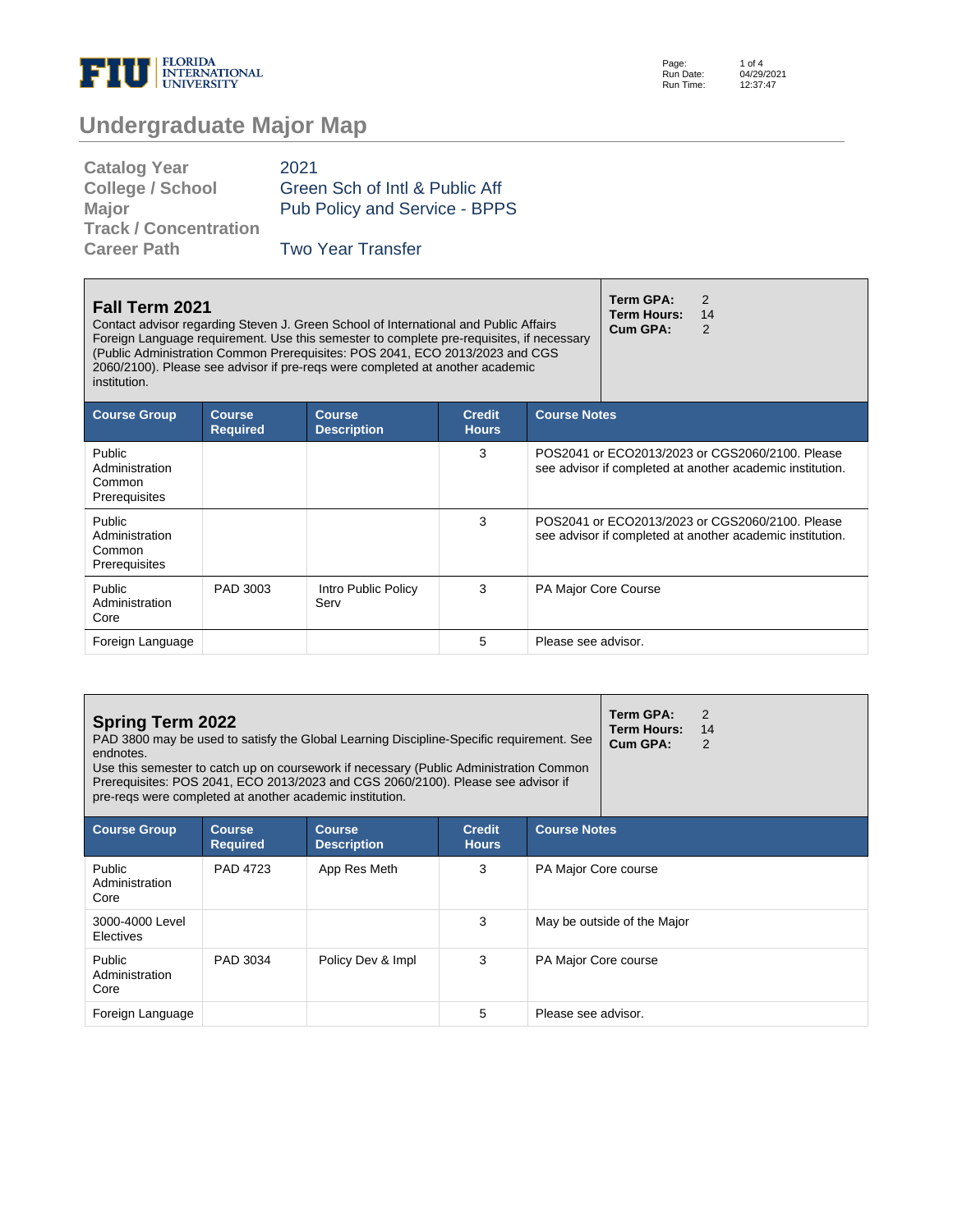# Undergraduate Major Map

| | |
|---|---|
| **Catalog Year** | 2021 |
| **College / School** | Green Sch of Intl & Public Aff |
| **Major** | Pub Policy and Service - BPPS |
| **Track / Concentration** | |
| **Career Path** | Two Year Transfer |

## Fall Term 2021

Contact advisor regarding Steven J. Green School of International and Public Affairs Foreign Language requirement. Use this semester to complete pre-requisites, if necessary (Public Administration Common Prerequisites: POS 2041, ECO 2013/2023 and CGS 2060/2100). Please see advisor if pre-reqs were completed at another academic institution.

**Term GPA:** 2
**Term Hours:** 14
**Cum GPA:** 2

| Course Group | Course Required | Course Description | Credit Hours | Course Notes |
|---|---|---|---|---|
| Public Administration Common Prerequisites | | | 3 | POS2041 or ECO2013/2023 or CGS2060/2100. Please see advisor if completed at another academic institution. |
| Public Administration Common Prerequisites | | | 3 | POS2041 or ECO2013/2023 or CGS2060/2100. Please see advisor if completed at another academic institution. |
| Public Administration Core | PAD 3003 | Intro Public Policy Serv | 3 | PA Major Core Course |
| Foreign Language | | | 5 | Please see advisor. |

## Spring Term 2022

PAD 3800 may be used to satisfy the Global Learning Discipline-Specific requirement. See endnotes.
Use this semester to catch up on coursework if necessary (Public Administration Common Prerequisites: POS 2041, ECO 2013/2023 and CGS 2060/2100). Please see advisor if pre-reqs were completed at another academic institution.

**Term GPA:** 2
**Term Hours:** 14
**Cum GPA:** 2

| Course Group | Course Required | Course Description | Credit Hours | Course Notes |
|---|---|---|---|---|
| Public Administration Core | PAD 4723 | App Res Meth | 3 | PA Major Core course |
| 3000-4000 Level Electives | | | 3 | May be outside of the Major |
| Public Administration Core | PAD 3034 | Policy Dev & Impl | 3 | PA Major Core course |
| Foreign Language | | | 5 | Please see advisor. |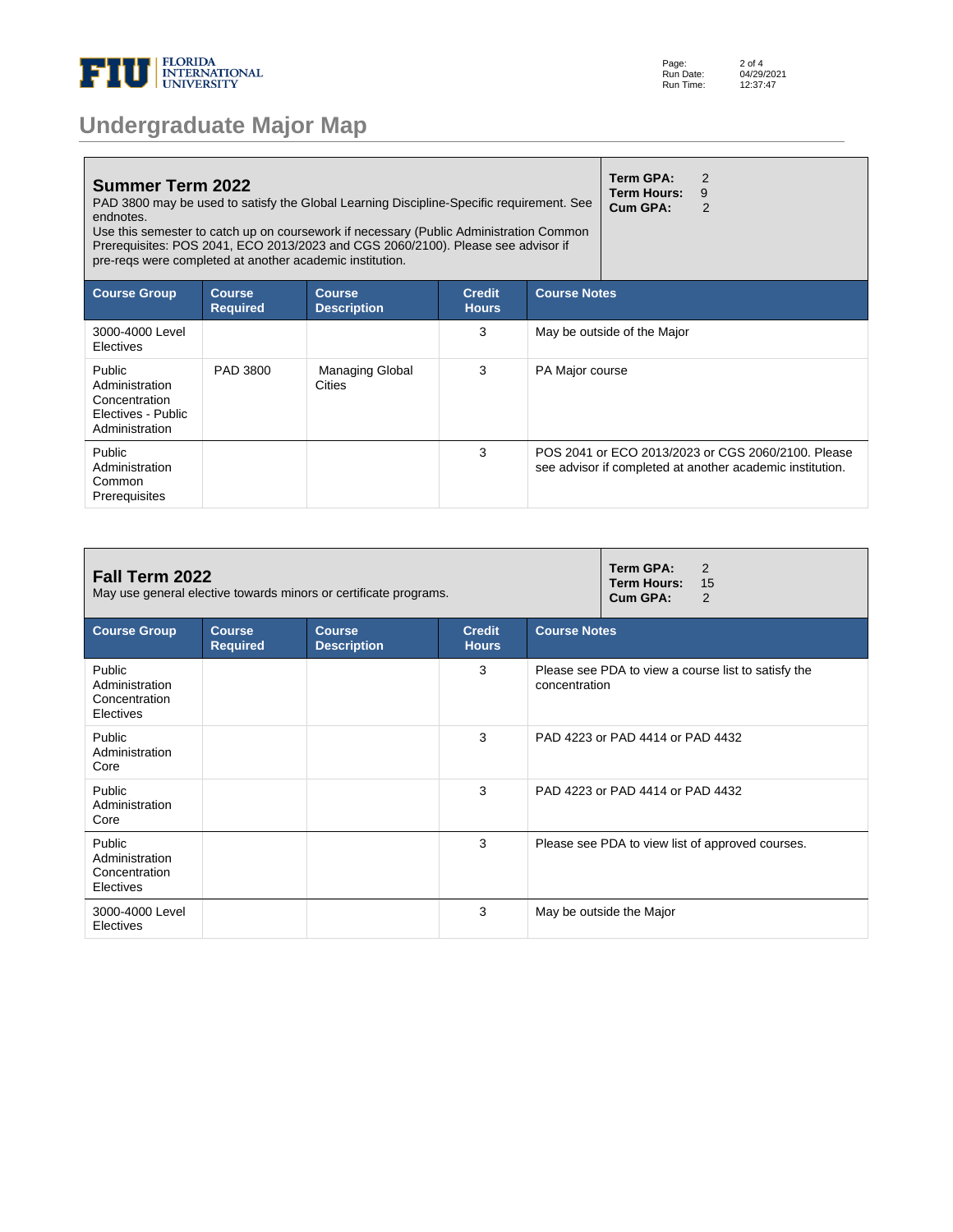# Undergraduate Major Map

## Summer Term 2022

PAD 3800 may be used to satisfy the Global Learning Discipline-Specific requirement. See endnotes.
Use this semester to catch up on coursework if necessary (Public Administration Common Prerequisites: POS 2041, ECO 2013/2023 and CGS 2060/2100). Please see advisor if pre-reqs were completed at another academic institution.

**Term GPA:** 2
**Term Hours:** 9
**Cum GPA:** 2

| Course Group | Course Required | Course Description | Credit Hours | Course Notes |
|---|---|---|---|---|
| 3000-4000 Level Electives | | | 3 | May be outside of the Major |
| Public Administration Concentration Electives - Public Administration | PAD 3800 | Managing Global Cities | 3 | PA Major course |
| Public Administration Common Prerequisites | | | 3 | POS 2041 or ECO 2013/2023 or CGS 2060/2100. Please see advisor if completed at another academic institution. |

## Fall Term 2022

May use general elective towards minors or certificate programs.

**Term GPA:** 2
**Term Hours:** 15
**Cum GPA:** 2

| Course Group | Course Required | Course Description | Credit Hours | Course Notes |
|---|---|---|---|---|
| Public Administration Concentration Electives | | | 3 | Please see PDA to view a course list to satisfy the concentration |
| Public Administration Core | | | 3 | PAD 4223 or PAD 4414 or PAD 4432 |
| Public Administration Core | | | 3 | PAD 4223 or PAD 4414 or PAD 4432 |
| Public Administration Concentration Electives | | | 3 | Please see PDA to view list of approved courses. |
| 3000-4000 Level Electives | | | 3 | May be outside the Major |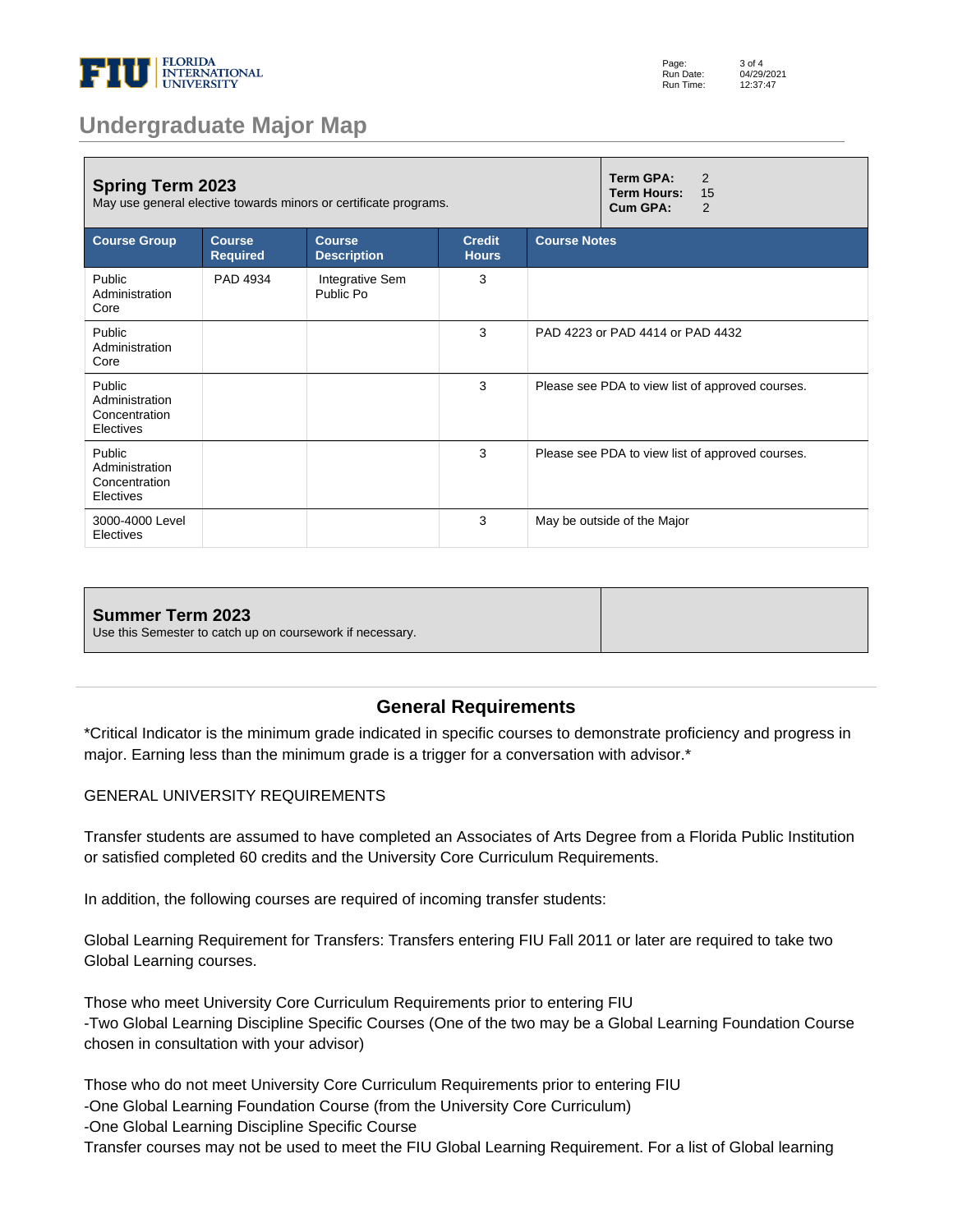## Undergraduate Major Map

### Spring Term 2023

May use general elective towards minors or certificate programs.

**Term GPA:** 2
**Term Hours:** 15
**Cum GPA:** 2

| Course Group | Course Required | Course Description | Credit Hours | Course Notes |
|---|---|---|---|---|
| Public Administration Core | PAD 4934 | Integrative Sem Public Po | 3 | |
| Public Administration Core | | | 3 | PAD 4223 or PAD 4414 or PAD 4432 |
| Public Administration Concentration Electives | | | 3 | Please see PDA to view list of approved courses. |
| Public Administration Concentration Electives | | | 3 | Please see PDA to view list of approved courses. |
| 3000-4000 Level Electives | | | 3 | May be outside of the Major |

### Summer Term 2023

Use this Semester to catch up on coursework if necessary.

## General Requirements

*Critical Indicator is the minimum grade indicated in specific courses to demonstrate proficiency and progress in major. Earning less than the minimum grade is a trigger for a conversation with advisor.*

GENERAL UNIVERSITY REQUIREMENTS

Transfer students are assumed to have completed an Associates of Arts Degree from a Florida Public Institution or satisfied completed 60 credits and the University Core Curriculum Requirements.

In addition, the following courses are required of incoming transfer students:

Global Learning Requirement for Transfers: Transfers entering FIU Fall 2011 or later are required to take two Global Learning courses.

Those who meet University Core Curriculum Requirements prior to entering FIU
-Two Global Learning Discipline Specific Courses (One of the two may be a Global Learning Foundation Course chosen in consultation with your advisor)

Those who do not meet University Core Curriculum Requirements prior to entering FIU
-One Global Learning Foundation Course (from the University Core Curriculum)
-One Global Learning Discipline Specific Course
Transfer courses may not be used to meet the FIU Global Learning Requirement. For a list of Global learning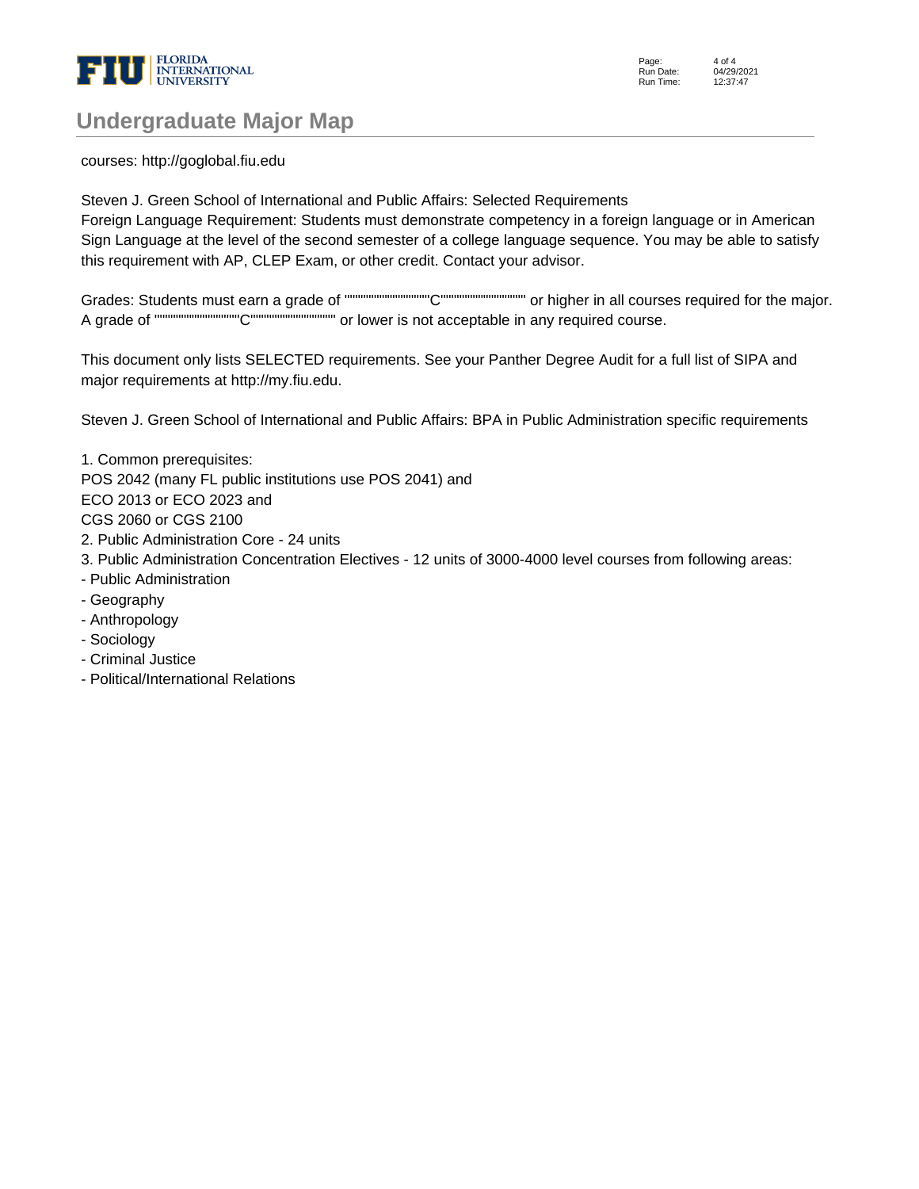courses: http://goglobal.fiu.edu

Steven J. Green School of International and Public Affairs: Selected Requirements
Foreign Language Requirement: Students must demonstrate competency in a foreign language or in American Sign Language at the level of the second semester of a college language sequence. You may be able to satisfy this requirement with AP, CLEP Exam, or other credit. Contact your advisor.

Grades: Students must earn a grade of """"""""""""""""""""""C"""""""""""""""""""""" or higher in all courses required for the major. A grade of """"""""""""""""""""""C"""""""""""""""""""""" or lower is not acceptable in any required course.

This document only lists SELECTED requirements. See your Panther Degree Audit for a full list of SIPA and major requirements at http://my.fiu.edu.

Steven J. Green School of International and Public Affairs: BPA in Public Administration specific requirements

1. Common prerequisites:
POS 2042 (many FL public institutions use POS 2041) and
ECO 2013 or ECO 2023 and
CGS 2060 or CGS 2100
2. Public Administration Core - 24 units
3. Public Administration Concentration Electives - 12 units of 3000-4000 level courses from following areas:
- Public Administration
- Geography
- Anthropology
- Sociology
- Criminal Justice
- Political/International Relations